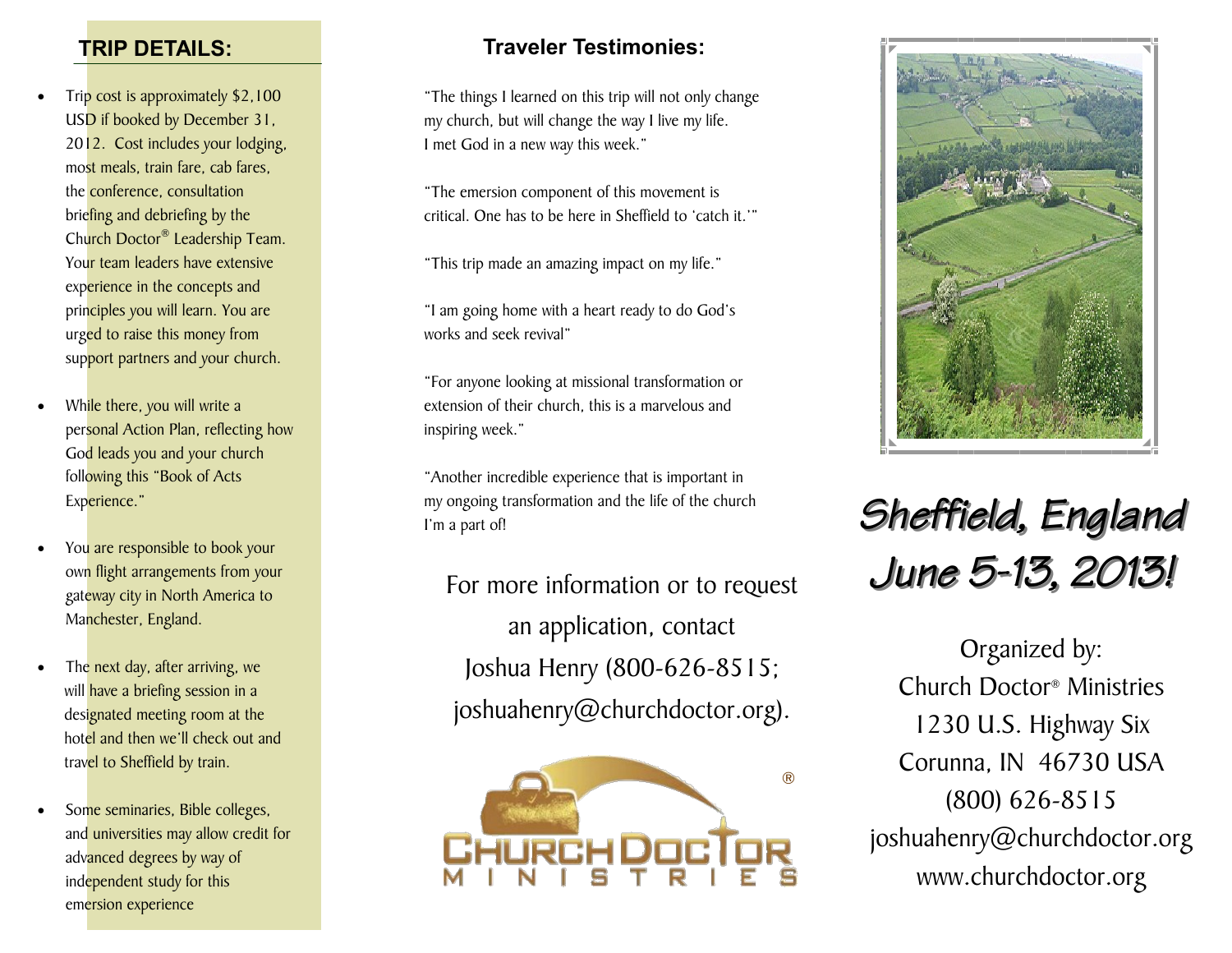## TRIP DETAILS:

- Trip cost is approximately $2,100 USD if booked by December 31, 2012. Cost includes your lodging, most meals, train fare, cab fares, the conference, consultation briefing and debriefing by the Church Doctor® Leadership Team. Your team leaders have extensive experience in the concepts and principles you will learn. You are urged to raise this money from support partners and your church.
- While there, you will write a personal Action Plan, reflecting how God leads you and your church following this "Book of Acts Experience."
- You are responsible to book your own flight arrangements from your gateway city in North America to Manchester, England.
- The next day, after arriving, we will have a briefing session in a designated meeting room at the hotel and then we'll check out and travel to Sheffield by train.
- Some seminaries, Bible colleges, and universities may allow credit for advanced degrees by way of independent study for this emersion experience

## Traveler Testimonies:

"The things I learned on this trip will not only change my church, but will change the way I live my life. I met God in a new way this week."

"The emersion component of this movement is critical. One has to be here in Sheffield to 'catch it.'"

"This trip made an amazing impact on my life."

"I am going home with a heart ready to do God's works and seek revival"

"For anyone looking at missional transformation or extension of their church, this is a marvelous and inspiring week."

"Another incredible experience that is important in my ongoing transformation and the life of the church I'm a part of!

For more information or to request an application, contact Joshua Henry (800-626-8515; joshuahenry@churchdoctor.org).

CHURCH DOCTOR® MINISTRIES

# Sheffield, England June 5-13, 2013!

Organized by:
Church Doctor® Ministries
1230 U.S. Highway Six
Corunna, IN 46730 USA
(800) 626-8515
joshuahenry@churchdoctor.org
www.churchdoctor.org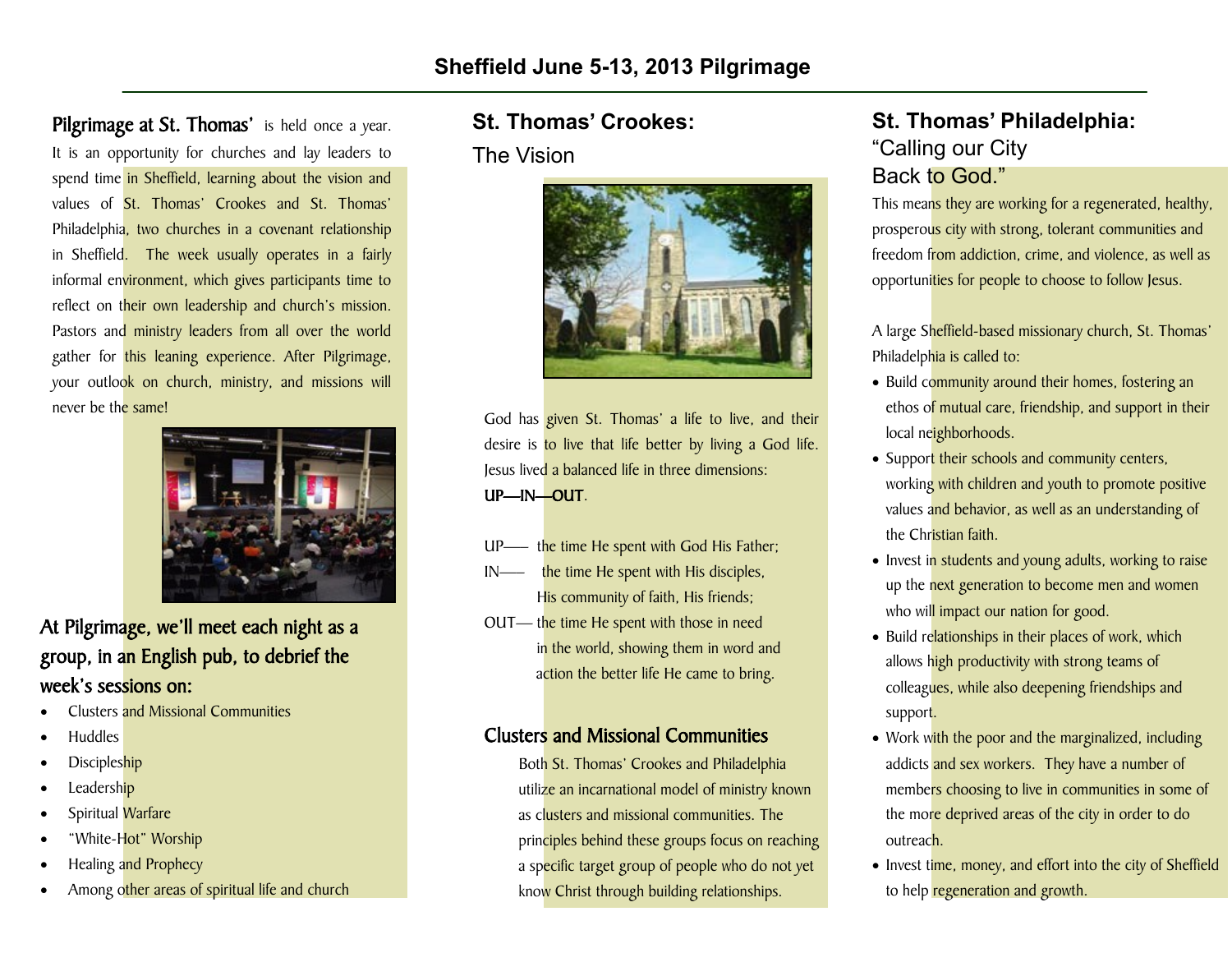# Sheffield June 5-13, 2013 Pilgrimage

**Pilgrimage at St. Thomas'** is held once a year. It is an opportunity for churches and lay leaders to spend time in Sheffield, learning about the vision and values of St. Thomas' Crookes and St. Thomas' Philadelphia, two churches in a covenant relationship in Sheffield. The week usually operates in a fairly informal environment, which gives participants time to reflect on their own leadership and church's mission. Pastors and ministry leaders from all over the world gather for this leaning experience. After Pilgrimage, your outlook on church, ministry, and missions will never be the same!

## At Pilgrimage, we'll meet each night as a group, in an English pub, to debrief the week's sessions on:

- Clusters and Missional Communities
- Huddles
- Discipleship
- Leadership
- Spiritual Warfare
- "White-Hot" Worship
- Healing and Prophecy
- Among other areas of spiritual life and church

## St. Thomas' Crookes:

### The Vision

God has given St. Thomas' a life to live, and their desire is to live that life better by living a God life. Jesus lived a balanced life in three dimensions: UP—IN—OUT.

UP— the time He spent with God His Father;
IN— the time He spent with His disciples, His community of faith, His friends;
OUT— the time He spent with those in need in the world, showing them in word and action the better life He came to bring.

### Clusters and Missional Communities

Both St. Thomas' Crookes and Philadelphia utilize an incarnational model of ministry known as clusters and missional communities. The principles behind these groups focus on reaching a specific target group of people who do not yet know Christ through building relationships.

## St. Thomas' Philadelphia:

### "Calling our City Back to God."

This means they are working for a regenerated, healthy, prosperous city with strong, tolerant communities and freedom from addiction, crime, and violence, as well as opportunities for people to choose to follow Jesus.

A large Sheffield-based missionary church, St. Thomas' Philadelphia is called to:

- Build community around their homes, fostering an ethos of mutual care, friendship, and support in their local neighborhoods.
- Support their schools and community centers, working with children and youth to promote positive values and behavior, as well as an understanding of the Christian faith.
- Invest in students and young adults, working to raise up the next generation to become men and women who will impact our nation for good.
- Build relationships in their places of work, which allows high productivity with strong teams of colleagues, while also deepening friendships and support.
- Work with the poor and the marginalized, including addicts and sex workers. They have a number of members choosing to live in communities in some of the more deprived areas of the city in order to do outreach.
- Invest time, money, and effort into the city of Sheffield to help regeneration and growth.